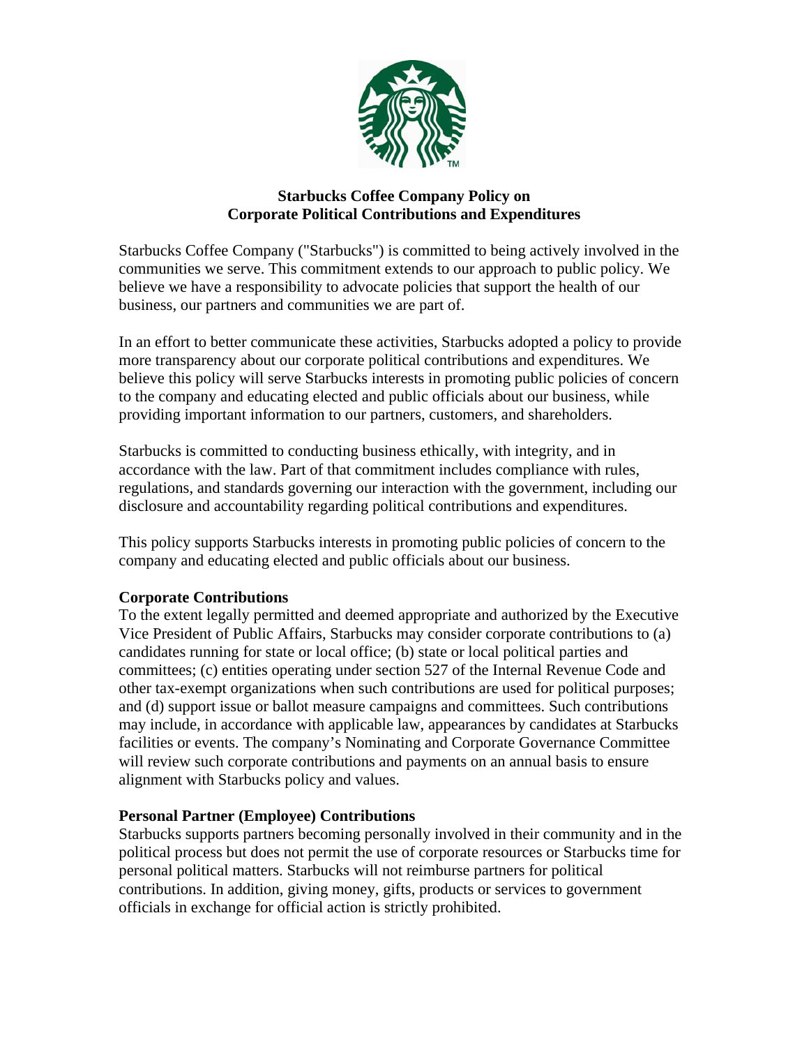# Starbucks Coffee Company Policy on Corporate Political Contributions and Expenditures

Starbucks Coffee Company ("Starbucks") is committed to being actively involved in the communities we serve. This commitment extends to our approach to public policy. We believe we have a responsibility to advocate policies that support the health of our business, our partners and communities we are part of.

In an effort to better communicate these activities, Starbucks adopted a policy to provide more transparency about our corporate political contributions and expenditures. We believe this policy will serve Starbucks interests in promoting public policies of concern to the company and educating elected and public officials about our business, while providing important information to our partners, customers, and shareholders.

Starbucks is committed to conducting business ethically, with integrity, and in accordance with the law. Part of that commitment includes compliance with rules, regulations, and standards governing our interaction with the government, including our disclosure and accountability regarding political contributions and expenditures.

This policy supports Starbucks interests in promoting public policies of concern to the company and educating elected and public officials about our business.

**Corporate Contributions**

To the extent legally permitted and deemed appropriate and authorized by the Executive Vice President of Public Affairs, Starbucks may consider corporate contributions to (a) candidates running for state or local office; (b) state or local political parties and committees; (c) entities operating under section 527 of the Internal Revenue Code and other tax-exempt organizations when such contributions are used for political purposes; and (d) support issue or ballot measure campaigns and committees. Such contributions may include, in accordance with applicable law, appearances by candidates at Starbucks facilities or events. The company's Nominating and Corporate Governance Committee will review such corporate contributions and payments on an annual basis to ensure alignment with Starbucks policy and values.

**Personal Partner (Employee) Contributions**

Starbucks supports partners becoming personally involved in their community and in the political process but does not permit the use of corporate resources or Starbucks time for personal political matters. Starbucks will not reimburse partners for political contributions. In addition, giving money, gifts, products or services to government officials in exchange for official action is strictly prohibited.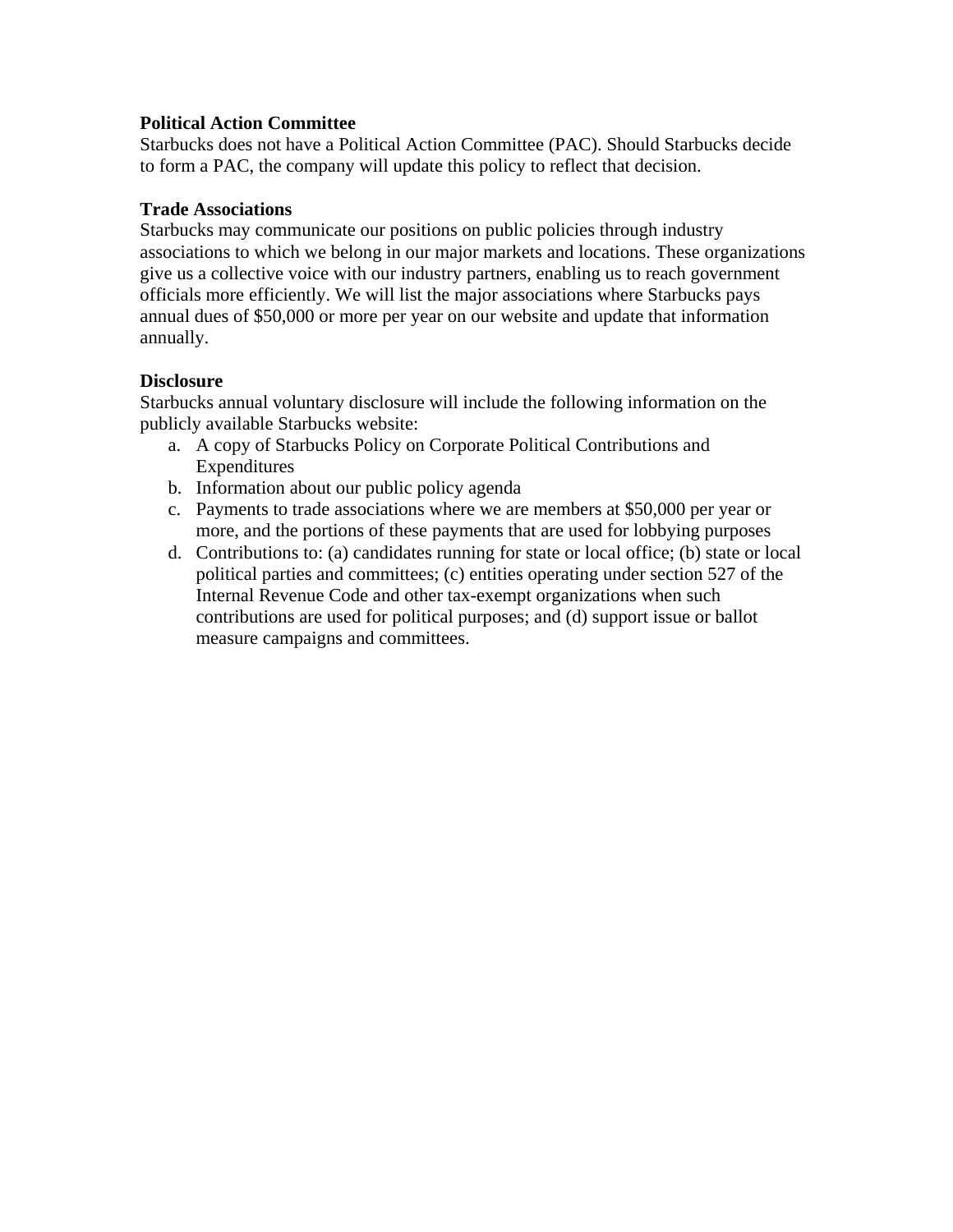**Political Action Committee**
Starbucks does not have a Political Action Committee (PAC). Should Starbucks decide to form a PAC, the company will update this policy to reflect that decision.

**Trade Associations**
Starbucks may communicate our positions on public policies through industry associations to which we belong in our major markets and locations. These organizations give us a collective voice with our industry partners, enabling us to reach government officials more efficiently. We will list the major associations where Starbucks pays annual dues of $50,000 or more per year on our website and update that information annually.

**Disclosure**
Starbucks annual voluntary disclosure will include the following information on the publicly available Starbucks website:

a. A copy of Starbucks Policy on Corporate Political Contributions and Expenditures
b. Information about our public policy agenda
c. Payments to trade associations where we are members at $50,000 per year or more, and the portions of these payments that are used for lobbying purposes
d. Contributions to: (a) candidates running for state or local office; (b) state or local political parties and committees; (c) entities operating under section 527 of the Internal Revenue Code and other tax-exempt organizations when such contributions are used for political purposes; and (d) support issue or ballot measure campaigns and committees.